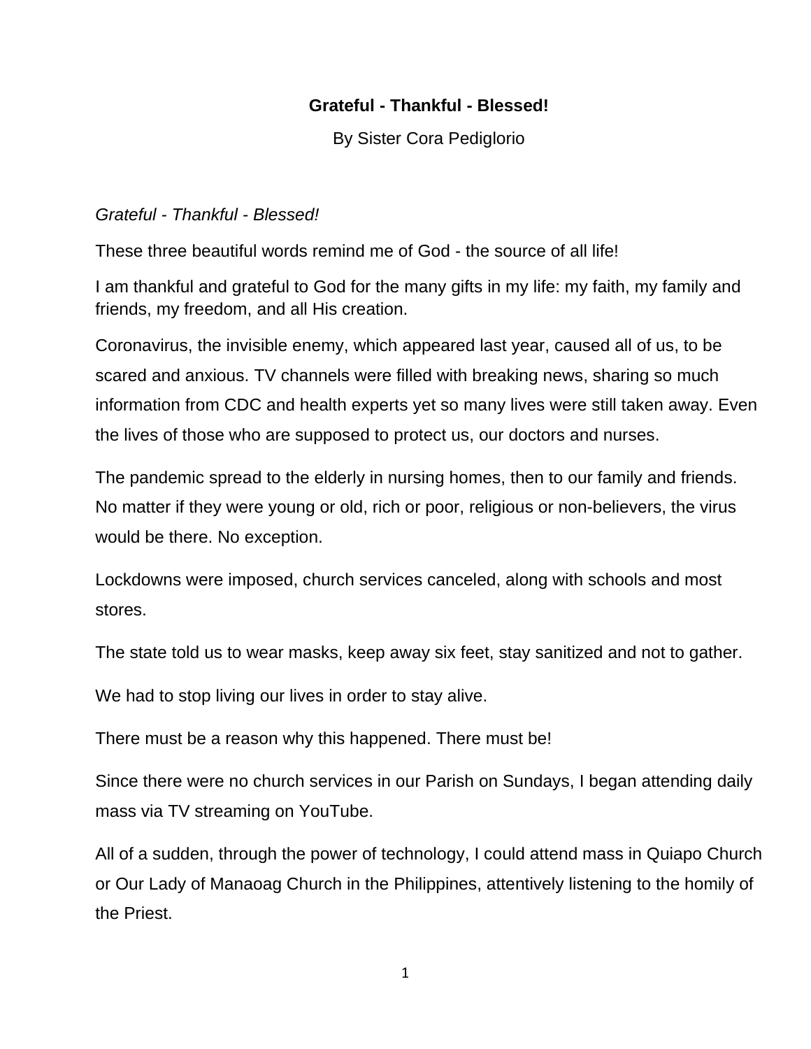# Grateful - Thankful - Blessed!

By Sister Cora Pediglorio

*Grateful - Thankful - Blessed!*

These three beautiful words remind me of God - the source of all life!

I am thankful and grateful to God for the many gifts in my life: my faith, my family and friends, my freedom, and all His creation.

Coronavirus, the invisible enemy, which appeared last year, caused all of us, to be scared and anxious. TV channels were filled with breaking news, sharing so much information from CDC and health experts yet so many lives were still taken away. Even the lives of those who are supposed to protect us, our doctors and nurses.

The pandemic spread to the elderly in nursing homes, then to our family and friends. No matter if they were young or old, rich or poor, religious or non-believers, the virus would be there. No exception.

Lockdowns were imposed, church services canceled, along with schools and most stores.

The state told us to wear masks, keep away six feet, stay sanitized and not to gather.

We had to stop living our lives in order to stay alive.

There must be a reason why this happened. There must be!

Since there were no church services in our Parish on Sundays, I began attending daily mass via TV streaming on YouTube.

All of a sudden, through the power of technology, I could attend mass in Quiapo Church or Our Lady of Manaoag Church in the Philippines, attentively listening to the homily of the Priest.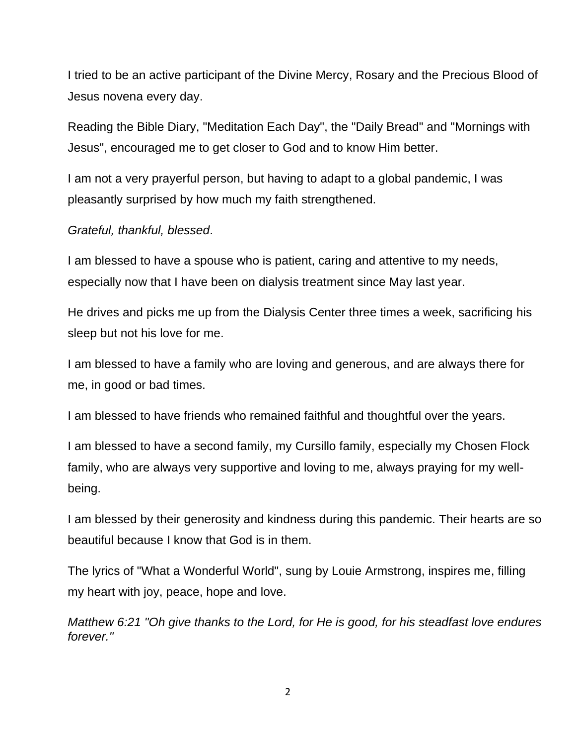I tried to be an active participant of the Divine Mercy, Rosary and the Precious Blood of Jesus novena every day.

Reading the Bible Diary, "Meditation Each Day", the "Daily Bread" and "Mornings with Jesus", encouraged me to get closer to God and to know Him better.

I am not a very prayerful person, but having to adapt to a global pandemic, I was pleasantly surprised by how much my faith strengthened.

*Grateful, thankful, blessed*.

I am blessed to have a spouse who is patient, caring and attentive to my needs, especially now that I have been on dialysis treatment since May last year.

He drives and picks me up from the Dialysis Center three times a week, sacrificing his sleep but not his love for me.

I am blessed to have a family who are loving and generous, and are always there for me, in good or bad times.

I am blessed to have friends who remained faithful and thoughtful over the years.

I am blessed to have a second family, my Cursillo family, especially my Chosen Flock family, who are always very supportive and loving to me, always praying for my well-being.

I am blessed by their generosity and kindness during this pandemic. Their hearts are so beautiful because I know that God is in them.

The lyrics of "What a Wonderful World", sung by Louie Armstrong, inspires me, filling my heart with joy, peace, hope and love.

*Matthew 6:21 "Oh give thanks to the Lord, for He is good, for his steadfast love endures forever."*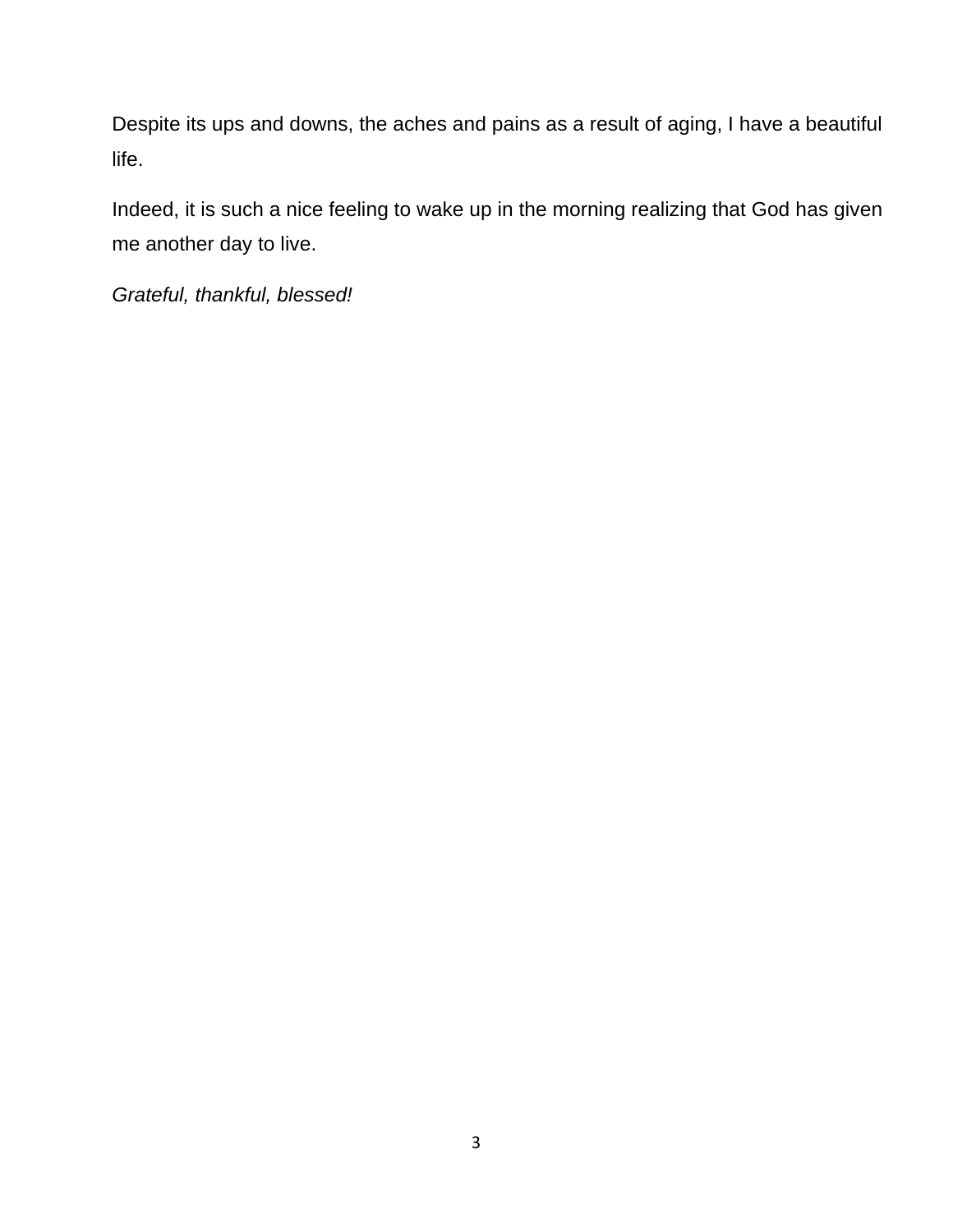Despite its ups and downs, the aches and pains as a result of aging, I have a beautiful life.

Indeed, it is such a nice feeling to wake up in the morning realizing that God has given me another day to live.

*Grateful, thankful, blessed!*